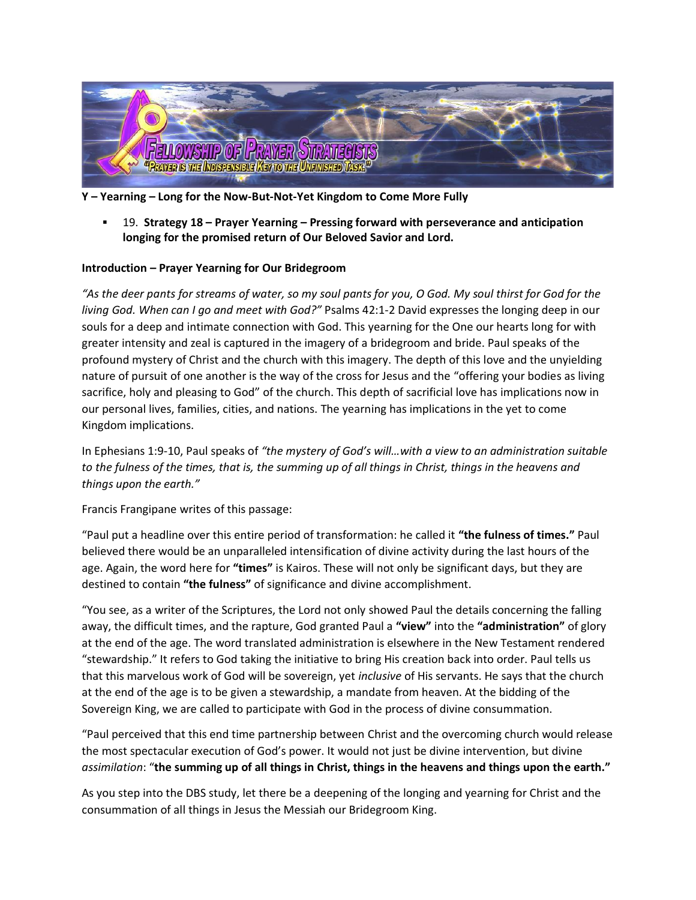**Y – Yearning – Long for the Now-But-Not-Yet Kingdom to Come More Fully**

- 19. **Strategy 18 – Prayer Yearning – Pressing forward with perseverance and anticipation longing for the promised return of Our Beloved Savior and Lord.**

**Introduction – Prayer Yearning for Our Bridegroom**

*"As the deer pants for streams of water, so my soul pants for you, O God. My soul thirst for God for the living God. When can I go and meet with God?"* Psalms 42:1-2 David expresses the longing deep in our souls for a deep and intimate connection with God. This yearning for the One our hearts long for with greater intensity and zeal is captured in the imagery of a bridegroom and bride. Paul speaks of the profound mystery of Christ and the church with this imagery. The depth of this love and the unyielding nature of pursuit of one another is the way of the cross for Jesus and the "offering your bodies as living sacrifice, holy and pleasing to God" of the church. This depth of sacrificial love has implications now in our personal lives, families, cities, and nations. The yearning has implications in the yet to come Kingdom implications.

In Ephesians 1:9-10, Paul speaks of *"the mystery of God's will…with a view to an administration suitable to the fulness of the times, that is, the summing up of all things in Christ, things in the heavens and things upon the earth."*

Francis Frangipane writes of this passage:

"Paul put a headline over this entire period of transformation: he called it **"the fulness of times."** Paul believed there would be an unparalleled intensification of divine activity during the last hours of the age. Again, the word here for **"times"** is Kairos. These will not only be significant days, but they are destined to contain **"the fulness"** of significance and divine accomplishment.

"You see, as a writer of the Scriptures, the Lord not only showed Paul the details concerning the falling away, the difficult times, and the rapture, God granted Paul a **"view"** into the **"administration"** of glory at the end of the age. The word translated administration is elsewhere in the New Testament rendered "stewardship." It refers to God taking the initiative to bring His creation back into order. Paul tells us that this marvelous work of God will be sovereign, yet *inclusive* of His servants. He says that the church at the end of the age is to be given a stewardship, a mandate from heaven. At the bidding of the Sovereign King, we are called to participate with God in the process of divine consummation.

"Paul perceived that this end time partnership between Christ and the overcoming church would release the most spectacular execution of God's power. It would not just be divine intervention, but divine *assimilation*: "**the summing up of all things in Christ, things in the heavens and things upon the earth."**

As you step into the DBS study, let there be a deepening of the longing and yearning for Christ and the consummation of all things in Jesus the Messiah our Bridegroom King.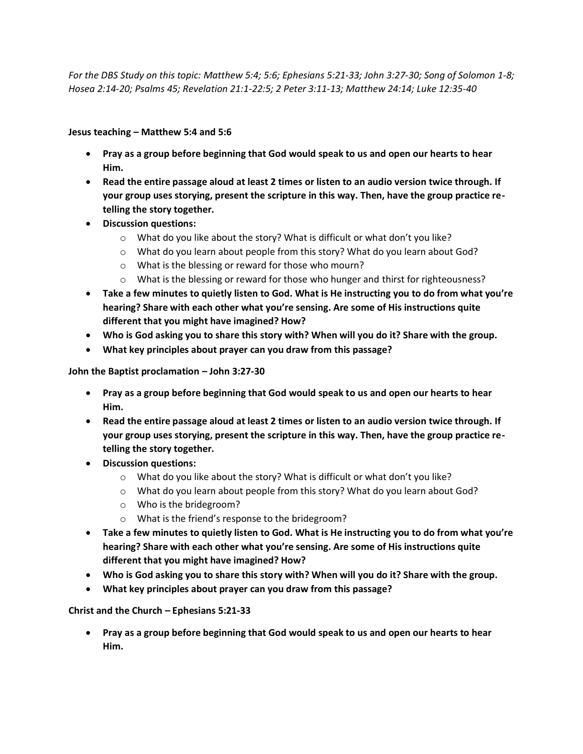*For the DBS Study on this topic: Matthew 5:4; 5:6; Ephesians 5:21-33; John 3:27-30; Song of Solomon 1-8; Hosea 2:14-20; Psalms 45; Revelation 21:1-22:5; 2 Peter 3:11-13; Matthew 24:14; Luke 12:35-40*

**Jesus teaching – Matthew 5:4 and 5:6**

- **Pray as a group before beginning that God would speak to us and open our hearts to hear Him.**
- **Read the entire passage aloud at least 2 times or listen to an audio version twice through. If your group uses storying, present the scripture in this way. Then, have the group practice re-telling the story together.**
- **Discussion questions:**
  - What do you like about the story? What is difficult or what don't you like?
  - What do you learn about people from this story? What do you learn about God?
  - What is the blessing or reward for those who mourn?
  - What is the blessing or reward for those who hunger and thirst for righteousness?
- **Take a few minutes to quietly listen to God. What is He instructing you to do from what you're hearing? Share with each other what you're sensing. Are some of His instructions quite different that you might have imagined? How?**
- **Who is God asking you to share this story with? When will you do it? Share with the group.**
- **What key principles about prayer can you draw from this passage?**

**John the Baptist proclamation – John 3:27-30**

- **Pray as a group before beginning that God would speak to us and open our hearts to hear Him.**
- **Read the entire passage aloud at least 2 times or listen to an audio version twice through. If your group uses storying, present the scripture in this way. Then, have the group practice re-telling the story together.**
- **Discussion questions:**
  - What do you like about the story? What is difficult or what don't you like?
  - What do you learn about people from this story? What do you learn about God?
  - Who is the bridegroom?
  - What is the friend's response to the bridegroom?
- **Take a few minutes to quietly listen to God. What is He instructing you to do from what you're hearing? Share with each other what you're sensing. Are some of His instructions quite different that you might have imagined? How?**
- **Who is God asking you to share this story with? When will you do it? Share with the group.**
- **What key principles about prayer can you draw from this passage?**

**Christ and the Church – Ephesians 5:21-33**

- **Pray as a group before beginning that God would speak to us and open our hearts to hear Him.**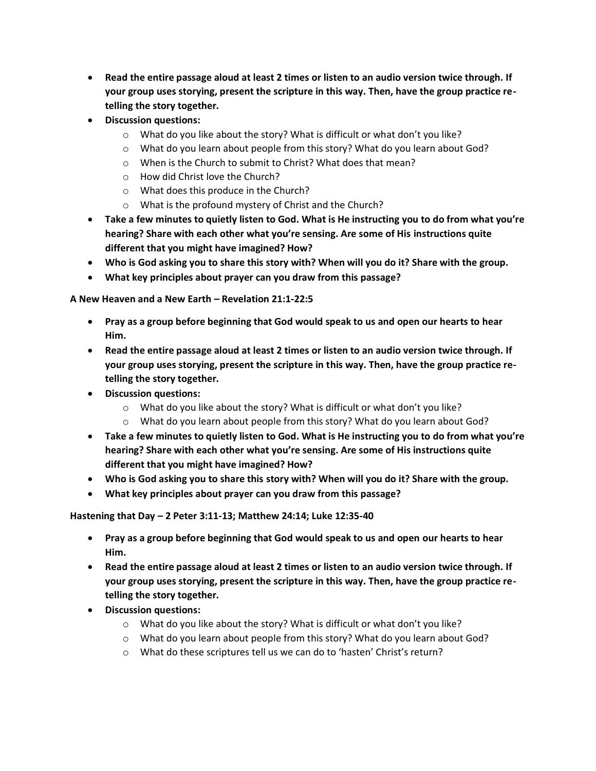- **Read the entire passage aloud at least 2 times or listen to an audio version twice through. If your group uses storying, present the scripture in this way. Then, have the group practice re-telling the story together.**
- **Discussion questions:**
  - What do you like about the story? What is difficult or what don't you like?
  - What do you learn about people from this story? What do you learn about God?
  - When is the Church to submit to Christ? What does that mean?
  - How did Christ love the Church?
  - What does this produce in the Church?
  - What is the profound mystery of Christ and the Church?
- **Take a few minutes to quietly listen to God. What is He instructing you to do from what you're hearing? Share with each other what you're sensing. Are some of His instructions quite different that you might have imagined? How?**
- **Who is God asking you to share this story with? When will you do it? Share with the group.**
- **What key principles about prayer can you draw from this passage?**

**A New Heaven and a New Earth – Revelation 21:1-22:5**

- **Pray as a group before beginning that God would speak to us and open our hearts to hear Him.**
- **Read the entire passage aloud at least 2 times or listen to an audio version twice through. If your group uses storying, present the scripture in this way. Then, have the group practice re-telling the story together.**
- **Discussion questions:**
  - What do you like about the story? What is difficult or what don't you like?
  - What do you learn about people from this story? What do you learn about God?
- **Take a few minutes to quietly listen to God. What is He instructing you to do from what you're hearing? Share with each other what you're sensing. Are some of His instructions quite different that you might have imagined? How?**
- **Who is God asking you to share this story with? When will you do it? Share with the group.**
- **What key principles about prayer can you draw from this passage?**

**Hastening that Day – 2 Peter 3:11-13; Matthew 24:14; Luke 12:35-40**

- **Pray as a group before beginning that God would speak to us and open our hearts to hear Him.**
- **Read the entire passage aloud at least 2 times or listen to an audio version twice through. If your group uses storying, present the scripture in this way. Then, have the group practice re-telling the story together.**
- **Discussion questions:**
  - What do you like about the story? What is difficult or what don't you like?
  - What do you learn about people from this story? What do you learn about God?
  - What do these scriptures tell us we can do to 'hasten' Christ's return?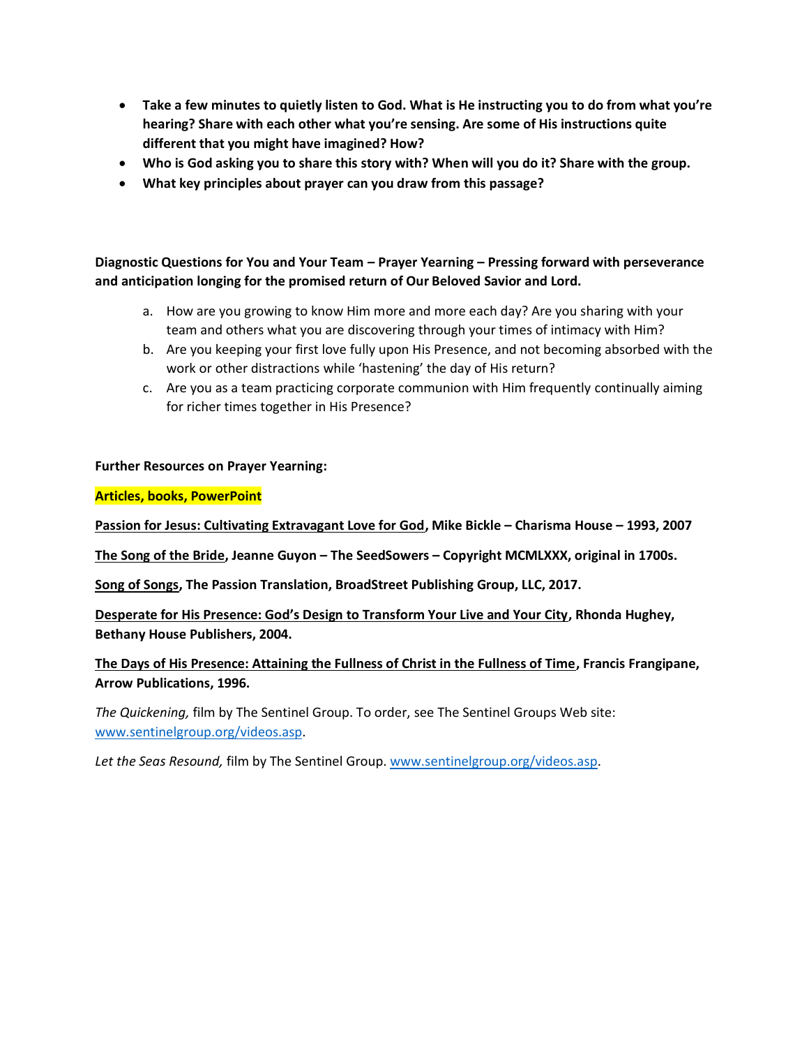- **Take a few minutes to quietly listen to God. What is He instructing you to do from what you're hearing? Share with each other what you're sensing. Are some of His instructions quite different that you might have imagined? How?**
- **Who is God asking you to share this story with? When will you do it? Share with the group.**
- **What key principles about prayer can you draw from this passage?**

**Diagnostic Questions for You and Your Team – Prayer Yearning – Pressing forward with perseverance and anticipation longing for the promised return of Our Beloved Savior and Lord.**

a. How are you growing to know Him more and more each day? Are you sharing with your team and others what you are discovering through your times of intimacy with Him?
b. Are you keeping your first love fully upon His Presence, and not becoming absorbed with the work or other distractions while 'hastening' the day of His return?
c. Are you as a team practicing corporate communion with Him frequently continually aiming for richer times together in His Presence?

**Further Resources on Prayer Yearning:**

**Articles, books, PowerPoint**

**Passion for Jesus: Cultivating Extravagant Love for God, Mike Bickle – Charisma House – 1993, 2007**

**The Song of the Bride, Jeanne Guyon – The SeedSowers – Copyright MCMLXXX, original in 1700s.**

**Song of Songs, The Passion Translation, BroadStreet Publishing Group, LLC, 2017.**

**Desperate for His Presence: God's Design to Transform Your Live and Your City, Rhonda Hughey, Bethany House Publishers, 2004.**

**The Days of His Presence: Attaining the Fullness of Christ in the Fullness of Time, Francis Frangipane, Arrow Publications, 1996.**

*The Quickening,* film by The Sentinel Group. To order, see The Sentinel Groups Web site: www.sentinelgroup.org/videos.asp.

*Let the Seas Resound,* film by The Sentinel Group. www.sentinelgroup.org/videos.asp.